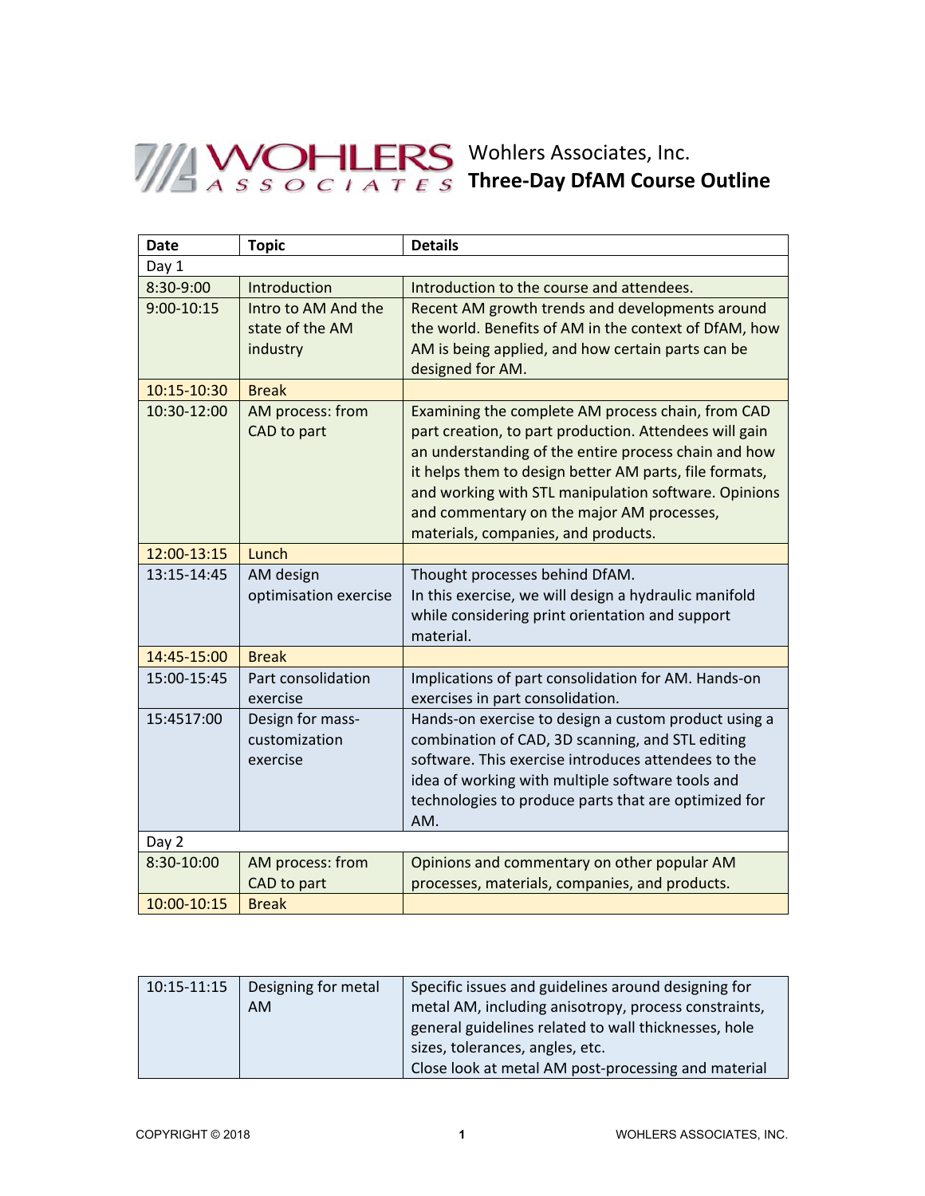Wohlers Associates, Inc.

# Three-Day DfAM Course Outline

| Date | Topic | Details |
|---|---|---|
| Day 1 | | |
| 8:30-9:00 | Introduction | Introduction to the course and attendees. |
| 9:00-10:15 | Intro to AM And the state of the AM industry | Recent AM growth trends and developments around the world. Benefits of AM in the context of DfAM, how AM is being applied, and how certain parts can be designed for AM. |
| 10:15-10:30 | Break | |
| 10:30-12:00 | AM process: from CAD to part | Examining the complete AM process chain, from CAD part creation, to part production. Attendees will gain an understanding of the entire process chain and how it helps them to design better AM parts, file formats, and working with STL manipulation software. Opinions and commentary on the major AM processes, materials, companies, and products. |
| 12:00-13:15 | Lunch | |
| 13:15-14:45 | AM design optimisation exercise | Thought processes behind DfAM.<br>In this exercise, we will design a hydraulic manifold while considering print orientation and support material. |
| 14:45-15:00 | Break | |
| 15:00-15:45 | Part consolidation exercise | Implications of part consolidation for AM. Hands-on exercises in part consolidation. |
| 15:4517:00 | Design for mass-customization exercise | Hands-on exercise to design a custom product using a combination of CAD, 3D scanning, and STL editing software. This exercise introduces attendees to the idea of working with multiple software tools and technologies to produce parts that are optimized for AM. |
| Day 2 | | |
| 8:30-10:00 | AM process: from CAD to part | Opinions and commentary on other popular AM processes, materials, companies, and products. |
| 10:00-10:15 | Break | |
| 10:15-11:15 | Designing for metal AM | Specific issues and guidelines around designing for metal AM, including anisotropy, process constraints, general guidelines related to wall thicknesses, hole sizes, tolerances, angles, etc.<br>Close look at metal AM post-processing and material |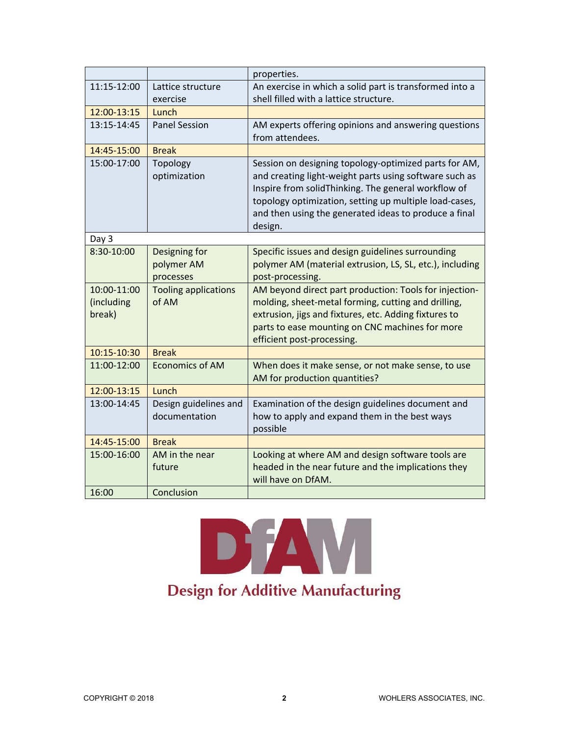| | | |
|---|---|---|
| | | properties. |
| 11:15-12:00 | Lattice structure exercise | An exercise in which a solid part is transformed into a shell filled with a lattice structure. |
| 12:00-13:15 | Lunch | |
| 13:15-14:45 | Panel Session | AM experts offering opinions and answering questions from attendees. |
| 14:45-15:00 | Break | |
| 15:00-17:00 | Topology optimization | Session on designing topology-optimized parts for AM, and creating light-weight parts using software such as Inspire from solidThinking. The general workflow of topology optimization, setting up multiple load-cases, and then using the generated ideas to produce a final design. |
| Day 3 | | |
| 8:30-10:00 | Designing for polymer AM processes | Specific issues and design guidelines surrounding polymer AM (material extrusion, LS, SL, etc.), including post-processing. |
| 10:00-11:00 (including break) | Tooling applications of AM | AM beyond direct part production: Tools for injection-molding, sheet-metal forming, cutting and drilling, extrusion, jigs and fixtures, etc. Adding fixtures to parts to ease mounting on CNC machines for more efficient post-processing. |
| 10:15-10:30 | Break | |
| 11:00-12:00 | Economics of AM | When does it make sense, or not make sense, to use AM for production quantities? |
| 12:00-13:15 | Lunch | |
| 13:00-14:45 | Design guidelines and documentation | Examination of the design guidelines document and how to apply and expand them in the best ways possible |
| 14:45-15:00 | Break | |
| 15:00-16:00 | AM in the near future | Looking at where AM and design software tools are headed in the near future and the implications they will have on DfAM. |
| 16:00 | Conclusion | |

DfAM

Design for Additive Manufacturing

COPYRIGHT © 2018 WOHLERS ASSOCIATES, INC.